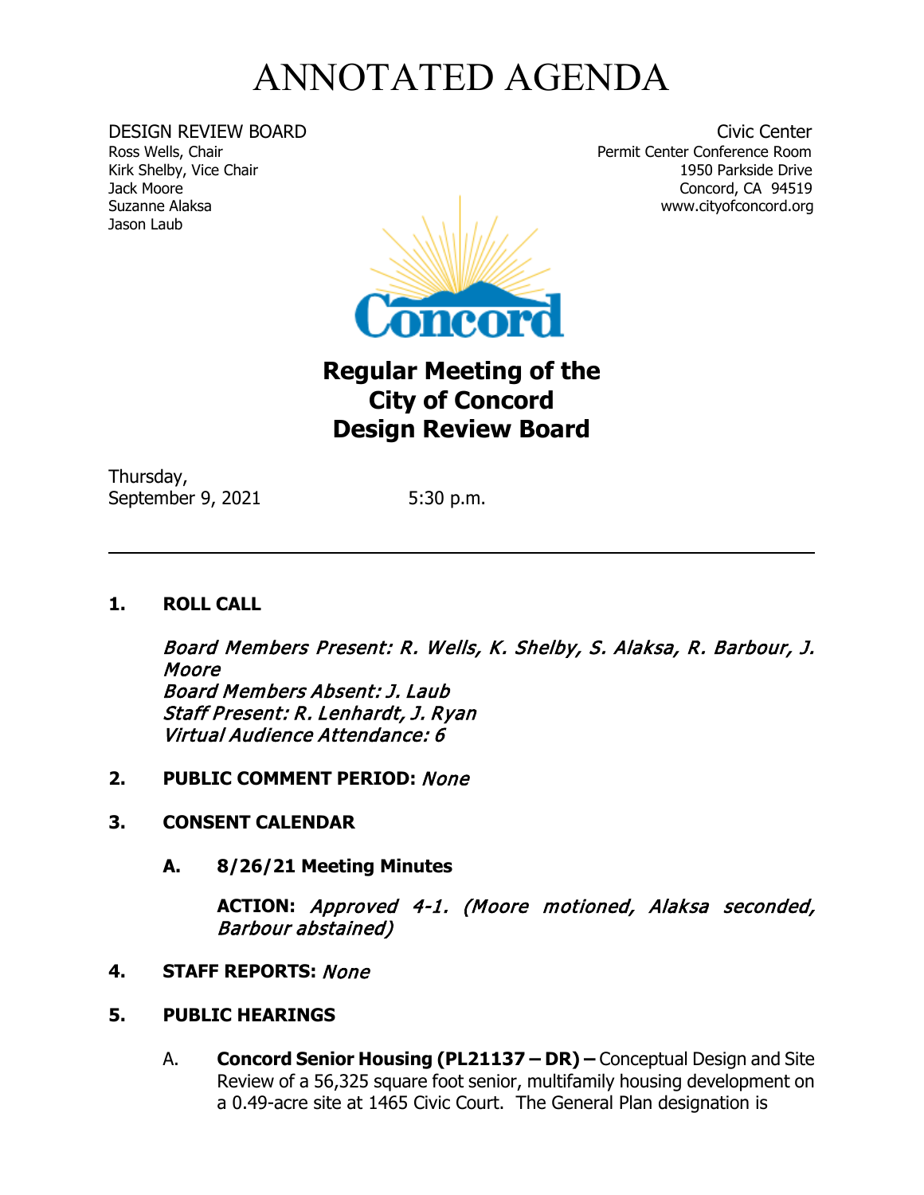# ANNOTATED AGENDA

DESIGN REVIEW BOARD
Ross Wells, Chair
Kirk Shelby, Vice Chair
Jack Moore
Suzanne Alaksa
Jason Laub

Civic Center
Permit Center Conference Room
1950 Parkside Drive
Concord, CA 94519
www.cityofconcord.org

## Regular Meeting of the City of Concord Design Review Board

Thursday,
September 9, 2021 5:30 p.m.

---

**1. ROLL CALL**

*Board Members Present: R. Wells, K. Shelby, S. Alaksa, R. Barbour, J. Moore*
*Board Members Absent: J. Laub*
*Staff Present: R. Lenhardt, J. Ryan*
*Virtual Audience Attendance: 6*

**2. PUBLIC COMMENT PERIOD:** *None*

**3. CONSENT CALENDAR**

**A. 8/26/21 Meeting Minutes**

**ACTION:** *Approved 4-1. (Moore motioned, Alaksa seconded, Barbour abstained)*

**4. STAFF REPORTS:** *None*

**5. PUBLIC HEARINGS**

A. **Concord Senior Housing (PL21137 – DR) –** Conceptual Design and Site Review of a 56,325 square foot senior, multifamily housing development on a 0.49-acre site at 1465 Civic Court. The General Plan designation is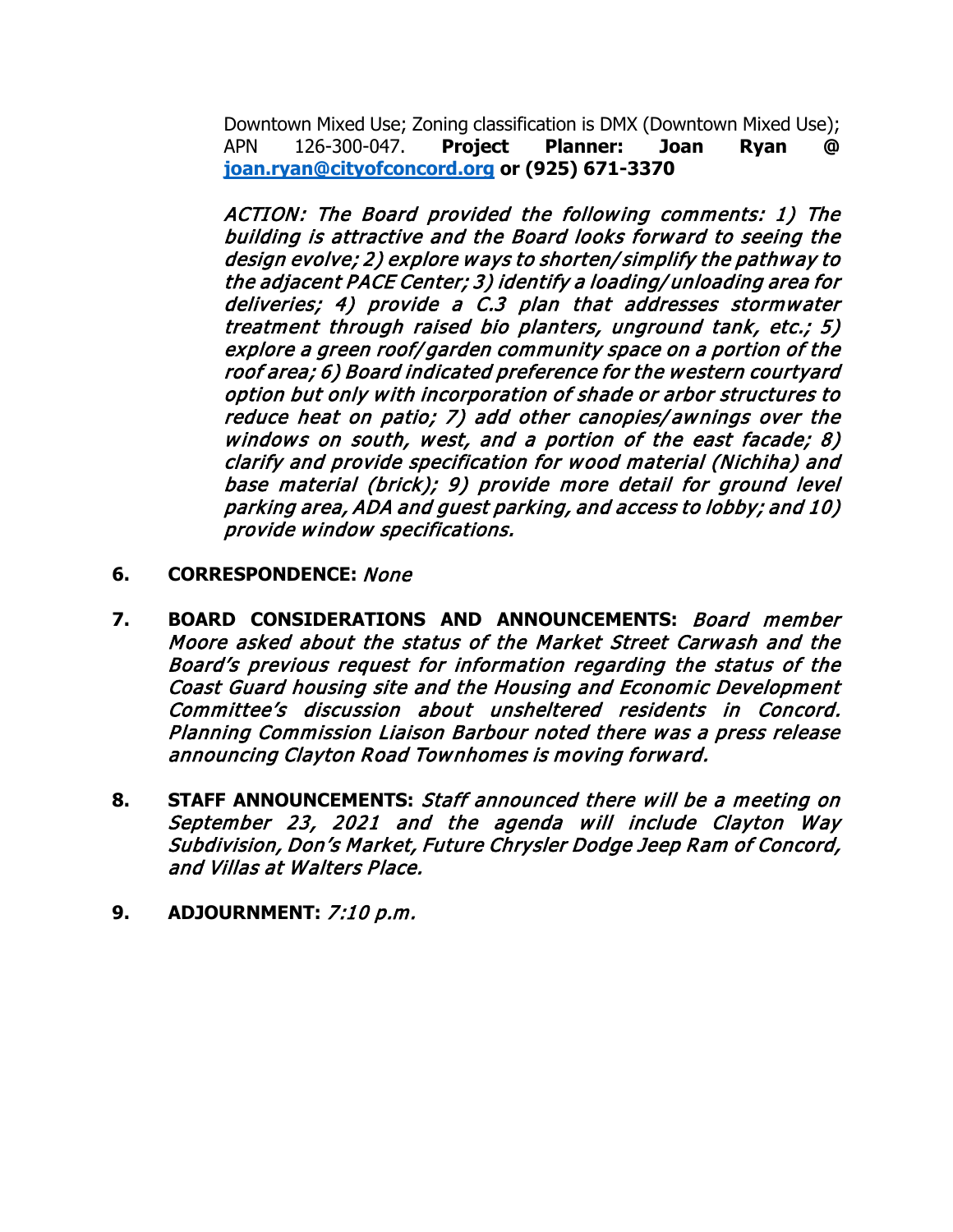Downtown Mixed Use; Zoning classification is DMX (Downtown Mixed Use); APN 126-300-047. **Project Planner: Joan Ryan @ [joan.ryan@cityofconcord.org](mailto:joan.ryan@cityofconcord.org) or (925) 671-3370**

*ACTION: The Board provided the following comments: 1) The building is attractive and the Board looks forward to seeing the design evolve; 2) explore ways to shorten/simplify the pathway to the adjacent PACE Center; 3) identify a loading/unloading area for deliveries; 4) provide a C.3 plan that addresses stormwater treatment through raised bio planters, unground tank, etc.; 5) explore a green roof/garden community space on a portion of the roof area; 6) Board indicated preference for the western courtyard option but only with incorporation of shade or arbor structures to reduce heat on patio; 7) add other canopies/awnings over the windows on south, west, and a portion of the east facade; 8) clarify and provide specification for wood material (Nichiha) and base material (brick); 9) provide more detail for ground level parking area, ADA and guest parking, and access to lobby; and 10) provide window specifications.*

6. **CORRESPONDENCE:** *None*

7. **BOARD CONSIDERATIONS AND ANNOUNCEMENTS:** *Board member Moore asked about the status of the Market Street Carwash and the Board's previous request for information regarding the status of the Coast Guard housing site and the Housing and Economic Development Committee's discussion about unsheltered residents in Concord. Planning Commission Liaison Barbour noted there was a press release announcing Clayton Road Townhomes is moving forward.*

8. **STAFF ANNOUNCEMENTS:** *Staff announced there will be a meeting on September 23, 2021 and the agenda will include Clayton Way Subdivision, Don's Market, Future Chrysler Dodge Jeep Ram of Concord, and Villas at Walters Place.*

9. **ADJOURNMENT:** *7:10 p.m.*